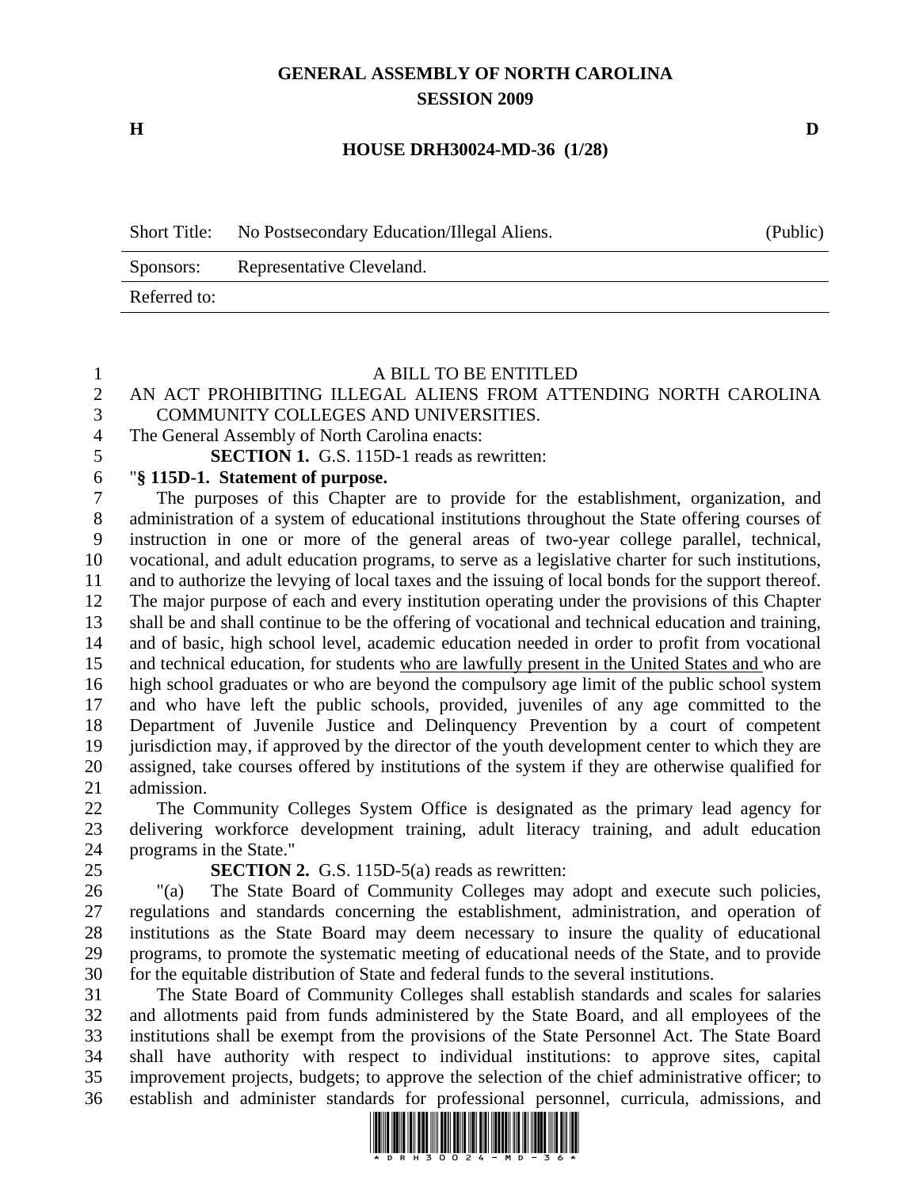# GENERAL ASSEMBLY OF NORTH CAROLINA
## SESSION 2009

**H** **D**

**HOUSE DRH30024-MD-36 (1/28)**

| Short Title: | No Postsecondary Education/Illegal Aliens. | (Public) |
|---|---|---|
| Sponsors: | Representative Cleveland. | |
| Referred to: | | |

A BILL TO BE ENTITLED

AN ACT PROHIBITING ILLEGAL ALIENS FROM ATTENDING NORTH CAROLINA COMMUNITY COLLEGES AND UNIVERSITIES.

The General Assembly of North Carolina enacts:

**SECTION 1.** G.S. 115D-1 reads as rewritten:

"**§ 115D-1. Statement of purpose.**

The purposes of this Chapter are to provide for the establishment, organization, and administration of a system of educational institutions throughout the State offering courses of instruction in one or more of the general areas of two-year college parallel, technical, vocational, and adult education programs, to serve as a legislative charter for such institutions, and to authorize the levying of local taxes and the issuing of local bonds for the support thereof. The major purpose of each and every institution operating under the provisions of this Chapter shall be and shall continue to be the offering of vocational and technical education and training, and of basic, high school level, academic education needed in order to profit from vocational and technical education, for students <u>who are lawfully present in the United States and </u>who are high school graduates or who are beyond the compulsory age limit of the public school system and who have left the public schools, provided, juveniles of any age committed to the Department of Juvenile Justice and Delinquency Prevention by a court of competent jurisdiction may, if approved by the director of the youth development center to which they are assigned, take courses offered by institutions of the system if they are otherwise qualified for admission.

The Community Colleges System Office is designated as the primary lead agency for delivering workforce development training, adult literacy training, and adult education programs in the State."

**SECTION 2.** G.S. 115D-5(a) reads as rewritten:

"(a) The State Board of Community Colleges may adopt and execute such policies, regulations and standards concerning the establishment, administration, and operation of institutions as the State Board may deem necessary to insure the quality of educational programs, to promote the systematic meeting of educational needs of the State, and to provide for the equitable distribution of State and federal funds to the several institutions.

The State Board of Community Colleges shall establish standards and scales for salaries and allotments paid from funds administered by the State Board, and all employees of the institutions shall be exempt from the provisions of the State Personnel Act. The State Board shall have authority with respect to individual institutions: to approve sites, capital improvement projects, budgets; to approve the selection of the chief administrative officer; to establish and administer standards for professional personnel, curricula, admissions, and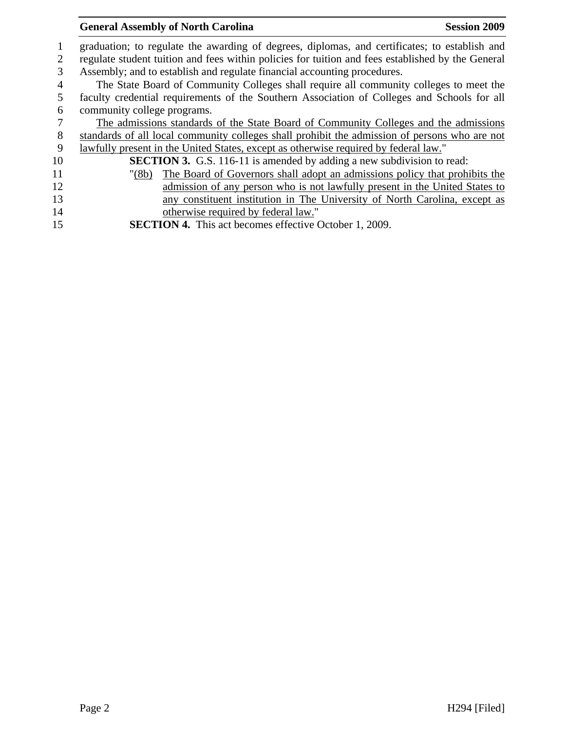graduation; to regulate the awarding of degrees, diplomas, and certificates; to establish and regulate student tuition and fees within policies for tuition and fees established by the General Assembly; and to establish and regulate financial accounting procedures.

The State Board of Community Colleges shall require all community colleges to meet the faculty credential requirements of the Southern Association of Colleges and Schools for all community college programs.

<u>The admissions standards of the State Board of Community Colleges and the admissions standards of all local community colleges shall prohibit the admission of persons who are not lawfully present in the United States, except as otherwise required by federal law.</u>"

**SECTION 3.** G.S. 116-11 is amended by adding a new subdivision to read:

"<u>(8b)</u> <u>The Board of Governors shall adopt an admissions policy that prohibits the admission of any person who is not lawfully present in the United States to any constituent institution in The University of North Carolina, except as otherwise required by federal law.</u>"

**SECTION 4.** This act becomes effective October 1, 2009.